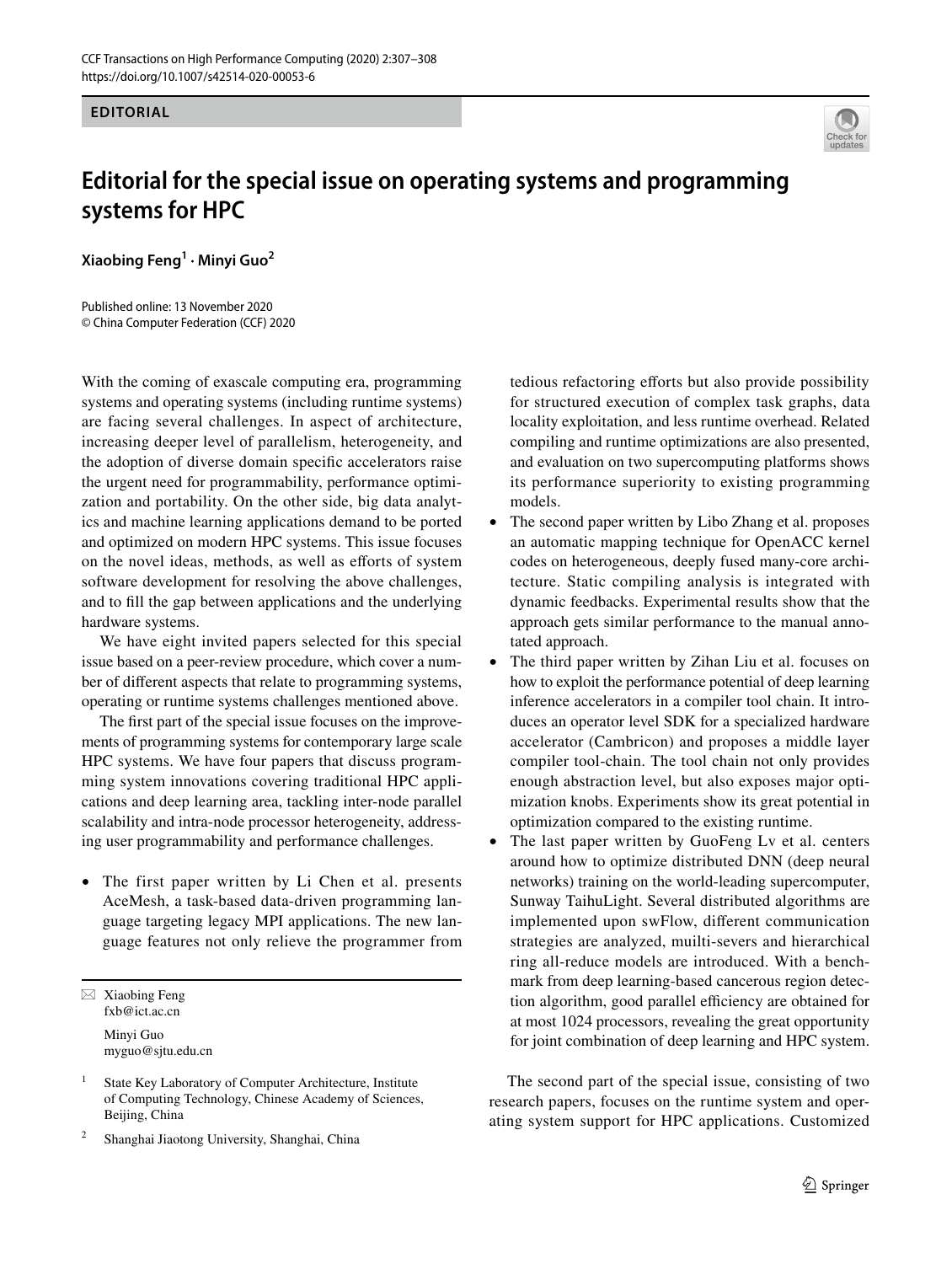EDITORIAL

# Editorial for the special issue on operating systems and programming systems for HPC

**Xiaobing Feng[1] · Minyi Guo[2]**

Published online: 13 November 2020
© China Computer Federation (CCF) 2020

With the coming of exascale computing era, programming systems and operating systems (including runtime systems) are facing several challenges. In aspect of architecture, increasing deeper level of parallelism, heterogeneity, and the adoption of diverse domain specific accelerators raise the urgent need for programmability, performance optimization and portability. On the other side, big data analytics and machine learning applications demand to be ported and optimized on modern HPC systems. This issue focuses on the novel ideas, methods, as well as efforts of system software development for resolving the above challenges, and to fill the gap between applications and the underlying hardware systems.

We have eight invited papers selected for this special issue based on a peer-review procedure, which cover a number of different aspects that relate to programming systems, operating or runtime systems challenges mentioned above.

The first part of the special issue focuses on the improvements of programming systems for contemporary large scale HPC systems. We have four papers that discuss programming system innovations covering traditional HPC applications and deep learning area, tackling inter-node parallel scalability and intra-node processor heterogeneity, addressing user programmability and performance challenges.

- The first paper written by Li Chen et al. presents AceMesh, a task-based data-driven programming language targeting legacy MPI applications. The new language features not only relieve the programmer from tedious refactoring efforts but also provide possibility for structured execution of complex task graphs, data locality exploitation, and less runtime overhead. Related compiling and runtime optimizations are also presented, and evaluation on two supercomputing platforms shows its performance superiority to existing programming models.
- The second paper written by Libo Zhang et al. proposes an automatic mapping technique for OpenACC kernel codes on heterogeneous, deeply fused many-core architecture. Static compiling analysis is integrated with dynamic feedbacks. Experimental results show that the approach gets similar performance to the manual annotated approach.
- The third paper written by Zihan Liu et al. focuses on how to exploit the performance potential of deep learning inference accelerators in a compiler tool chain. It introduces an operator level SDK for a specialized hardware accelerator (Cambricon) and proposes a middle layer compiler tool-chain. The tool chain not only provides enough abstraction level, but also exposes major optimization knobs. Experiments show its great potential in optimization compared to the existing runtime.
- The last paper written by GuoFeng Lv et al. centers around how to optimize distributed DNN (deep neural networks) training on the world-leading supercomputer, Sunway TaihuLight. Several distributed algorithms are implemented upon swFlow, different communication strategies are analyzed, muilti-severs and hierarchical ring all-reduce models are introduced. With a benchmark from deep learning-based cancerous region detection algorithm, good parallel efficiency are obtained for at most 1024 processors, revealing the great opportunity for joint combination of deep learning and HPC system.

The second part of the special issue, consisting of two research papers, focuses on the runtime system and operating system support for HPC applications. Customized

✉ Xiaobing Feng
fxb@ict.ac.cn

Minyi Guo
myguo@sjtu.edu.cn

[1] State Key Laboratory of Computer Architecture, Institute of Computing Technology, Chinese Academy of Sciences, Beijing, China

[2] Shanghai Jiaotong University, Shanghai, China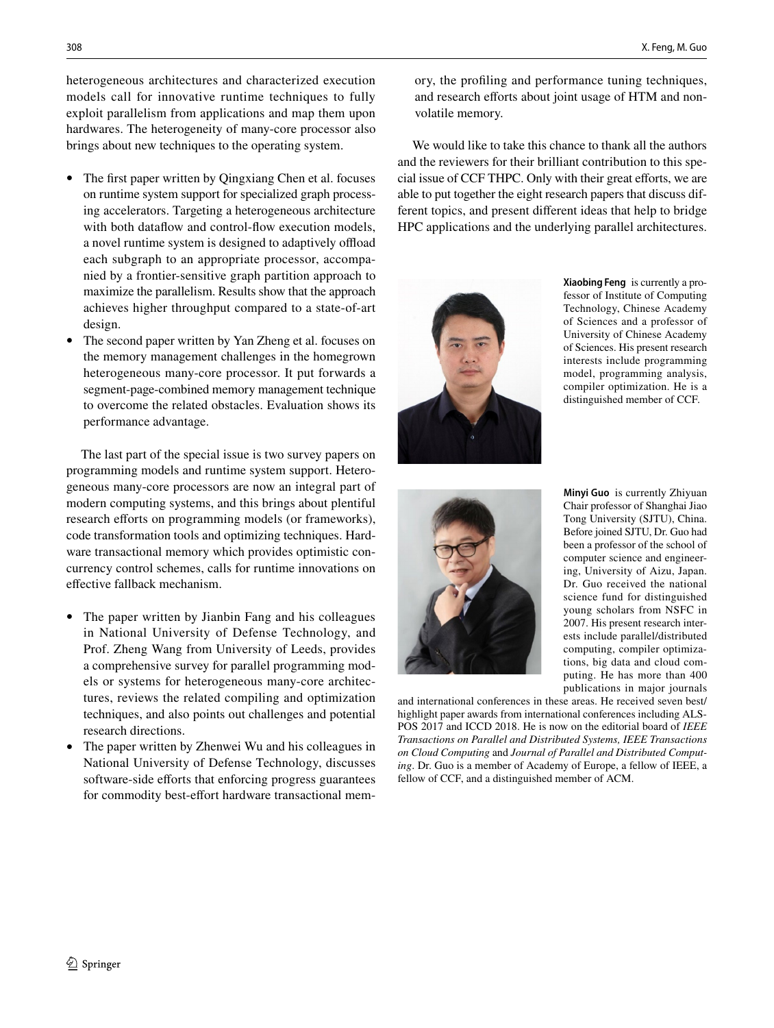heterogeneous architectures and characterized execution models call for innovative runtime techniques to fully exploit parallelism from applications and map them upon hardwares. The heterogeneity of many-core processor also brings about new techniques to the operating system.

- The first paper written by Qingxiang Chen et al. focuses on runtime system support for specialized graph processing accelerators. Targeting a heterogeneous architecture with both dataflow and control-flow execution models, a novel runtime system is designed to adaptively offload each subgraph to an appropriate processor, accompanied by a frontier-sensitive graph partition approach to maximize the parallelism. Results show that the approach achieves higher throughput compared to a state-of-art design.
- The second paper written by Yan Zheng et al. focuses on the memory management challenges in the homegrown heterogeneous many-core processor. It put forwards a segment-page-combined memory management technique to overcome the related obstacles. Evaluation shows its performance advantage.

The last part of the special issue is two survey papers on programming models and runtime system support. Heterogeneous many-core processors are now an integral part of modern computing systems, and this brings about plentiful research efforts on programming models (or frameworks), code transformation tools and optimizing techniques. Hardware transactional memory which provides optimistic concurrency control schemes, calls for runtime innovations on effective fallback mechanism.

- The paper written by Jianbin Fang and his colleagues in National University of Defense Technology, and Prof. Zheng Wang from University of Leeds, provides a comprehensive survey for parallel programming models or systems for heterogeneous many-core architectures, reviews the related compiling and optimization techniques, and also points out challenges and potential research directions.
- The paper written by Zhenwei Wu and his colleagues in National University of Defense Technology, discusses software-side efforts that enforcing progress guarantees for commodity best-effort hardware transactional memory, the profiling and performance tuning techniques, and research efforts about joint usage of HTM and non-volatile memory.

We would like to take this chance to thank all the authors and the reviewers for their brilliant contribution to this special issue of CCF THPC. Only with their great efforts, we are able to put together the eight research papers that discuss different topics, and present different ideas that help to bridge HPC applications and the underlying parallel architectures.

**Xiaobing Feng** is currently a professor of Institute of Computing Technology, Chinese Academy of Sciences and a professor of University of Chinese Academy of Sciences. His present research interests include programming model, programming analysis, compiler optimization. He is a distinguished member of CCF.

**Minyi Guo** is currently Zhiyuan Chair professor of Shanghai Jiao Tong University (SJTU), China. Before joined SJTU, Dr. Guo had been a professor of the school of computer science and engineering, University of Aizu, Japan. Dr. Guo received the national science fund for distinguished young scholars from NSFC in 2007. His present research interests include parallel/distributed computing, compiler optimizations, big data and cloud computing. He has more than 400 publications in major journals and international conferences in these areas. He received seven best/highlight paper awards from international conferences including ALSPOS 2017 and ICCD 2018. He is now on the editorial board of *IEEE Transactions on Parallel and Distributed Systems, IEEE Transactions on Cloud Computing* and *Journal of Parallel and Distributed Computing*. Dr. Guo is a member of Academy of Europe, a fellow of IEEE, a fellow of CCF, and a distinguished member of ACM.